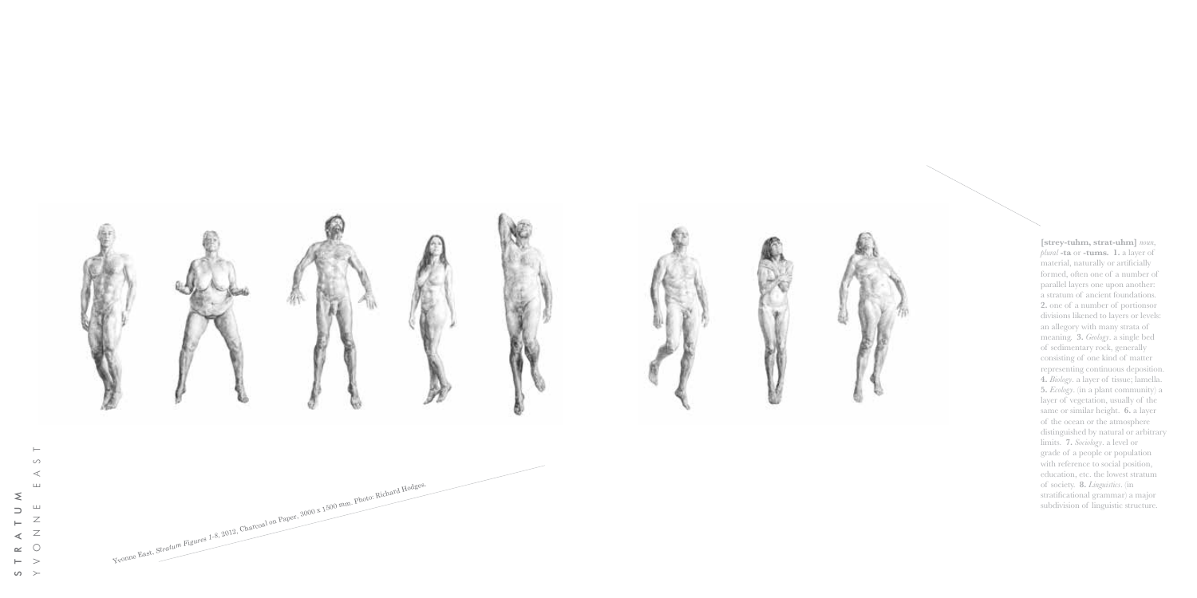# STRATUM

## YVONNE EAST

Yvonne East, *Stratum Figures 1-8*, 2012, Charcoal on Paper, 3000 x 1500 mm. Photo: Richard Hodges.

**[strey-tuhm, strat-uhm]** *noun, plural* **-ta** or **-tums. 1.** a layer of material, naturally or artificially formed, often one of a number of parallel layers one upon another: a stratum of ancient foundations. **2.** one of a number of portionsor divisions likened to layers or levels: an allegory with many strata of meaning. **3.** *Geology.* a single bed of sedimentary rock, generally consisting of one kind of matter representing continuous deposition. **4.** *Biology.* a layer of tissue; lamella. **5.** *Ecology.* (in a plant community) a layer of vegetation, usually of the same or similar height. **6.** a layer of the ocean or the atmosphere distinguished by natural or arbitrary limits. **7.** *Sociology.* a level or grade of a people or population with reference to social position, education, etc. the lowest stratum of society. **8.** *Linguistics.* (in stratificational grammar) a major subdivision of linguistic structure.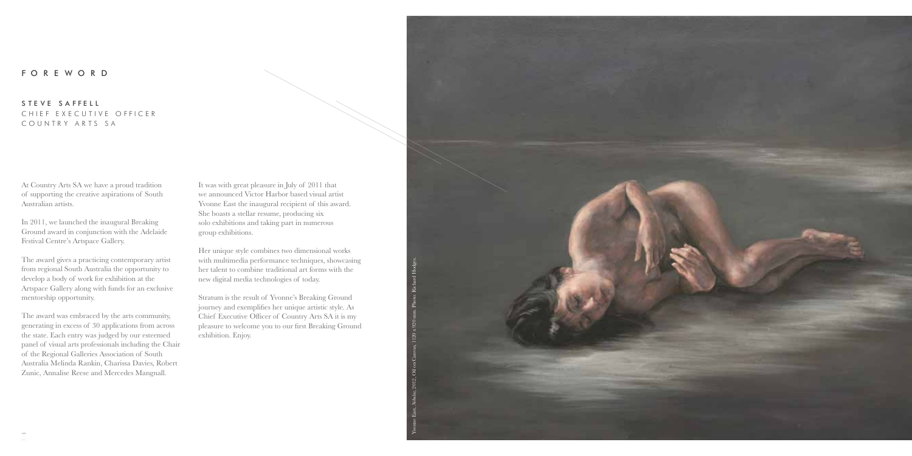# FOREWORD

## STEVE SAFFELL
CHIEF EXECUTIVE OFFICER
COUNTRY ARTS SA

At Country Arts SA we have a proud tradition of supporting the creative aspirations of South Australian artists.

In 2011, we launched the inaugural Breaking Ground award in conjunction with the Adelaide Festival Centre's Artspace Gallery.

The award gives a practicing contemporary artist from regional South Australia the opportunity to develop a body of work for exhibition at the Artspace Gallery along with funds for an exclusive mentorship opportunity.

The award was embraced by the arts community, generating in excess of 30 applications from across the state. Each entry was judged by our esteemed panel of visual arts professionals including the Chair of the Regional Galleries Association of South Australia Melinda Rankin, Charissa Davies, Robert Zunic, Annalise Reese and Mercedes Mangnall.

It was with great pleasure in July of 2011 that we announced Victor Harbor based visual artist Yvonne East the inaugural recipient of this award. She boasts a stellar resume, producing six solo exhibitions and taking part in numerous group exhibitions.

Her unique style combines two dimensional works with multimedia performance techniques, showcasing her talent to combine traditional art forms with the new digital media technologies of today.

Stratum is the result of Yvonne's Breaking Ground journey and exemplifies her unique artistic style. As Chief Executive Officer of Country Arts SA it is my pleasure to welcome you to our first Breaking Ground exhibition. Enjoy.

Yvonne East, *Adeline*, 2012, Oil on Canvas, 1120 x 920 mm. Photo: Richard Hodges.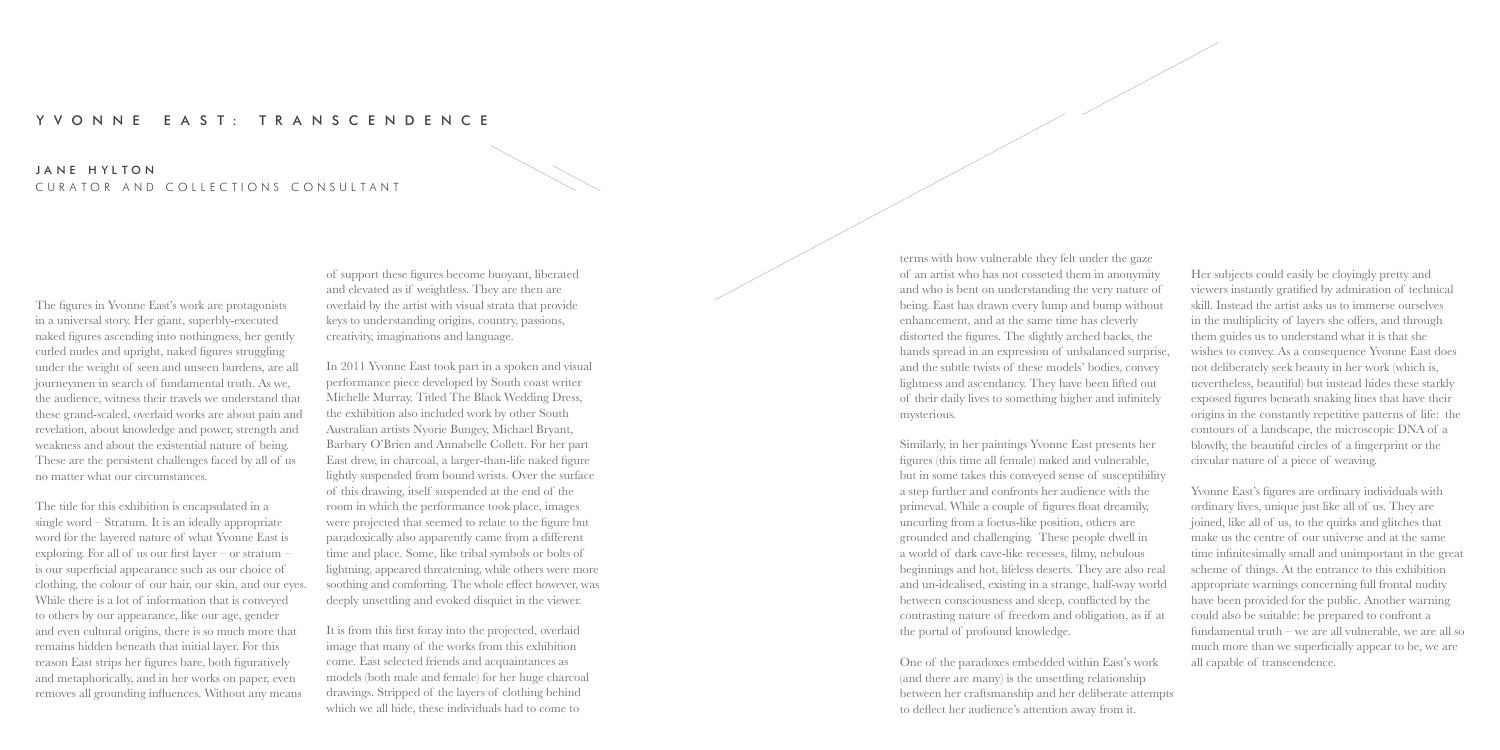# YVONNE EAST: TRANSCENDENCE

**JANE HYLTON**
CURATOR AND COLLECTIONS CONSULTANT

The figures in Yvonne East's work are protagonists in a universal story. Her giant, superbly-executed naked figures ascending into nothingness, her gently curled nudes and upright, naked figures struggling under the weight of seen and unseen burdens, are all journeymen in search of fundamental truth. As we, the audience, witness their travels we understand that these grand-scaled, overlaid works are about pain and revelation, about knowledge and power, strength and weakness and about the existential nature of being. These are the persistent challenges faced by all of us no matter what our circumstances.

The title for this exhibition is encapsulated in a single word – Stratum. It is an ideally appropriate word for the layered nature of what Yvonne East is exploring. For all of us our first layer – or stratum – is our superficial appearance such as our choice of clothing, the colour of our hair, our skin, and our eyes. While there is a lot of information that is conveyed to others by our appearance, like our age, gender and even cultural origins, there is so much more that remains hidden beneath that initial layer. For this reason East strips her figures bare, both figuratively and metaphorically, and in her works on paper, even removes all grounding influences. Without any means of support these figures become buoyant, liberated and elevated as if weightless. They are then are overlaid by the artist with visual strata that provide keys to understanding origins, country, passions, creativity, imaginations and language.

In 2011 Yvonne East took part in a spoken and visual performance piece developed by South coast writer Michelle Murray. Titled The Black Wedding Dress, the exhibition also included work by other South Australian artists Nyorie Bungey, Michael Bryant, Barbary O'Brien and Annabelle Collett. For her part East drew, in charcoal, a larger-than-life naked figure lightly suspended from bound wrists. Over the surface of this drawing, itself suspended at the end of the room in which the performance took place, images were projected that seemed to relate to the figure but paradoxically also apparently came from a different time and place. Some, like tribal symbols or bolts of lightning, appeared threatening, while others were more soothing and comforting. The whole effect however, was deeply unsettling and evoked disquiet in the viewer.

It is from this first foray into the projected, overlaid image that many of the works from this exhibition come. East selected friends and acquaintances as models (both male and female) for her huge charcoal drawings. Stripped of the layers of clothing behind which we all hide, these individuals had to come to terms with how vulnerable they felt under the gaze of an artist who has not cosseted them in anonymity and who is bent on understanding the very nature of being. East has drawn every lump and bump without enhancement, and at the same time has cleverly distorted the figures. The slightly arched backs, the hands spread in an expression of unbalanced surprise, and the subtle twists of these models' bodies, convey lightness and ascendancy. They have been lifted out of their daily lives to something higher and infinitely mysterious.

Similarly, in her paintings Yvonne East presents her figures (this time all female) naked and vulnerable, but in some takes this conveyed sense of susceptibility a step further and confronts her audience with the primeval. While a couple of figures float dreamily, uncurling from a foetus-like position, others are grounded and challenging. These people dwell in a world of dark cave-like recesses, filmy, nebulous beginnings and hot, lifeless deserts. They are also real and un-idealised, existing in a strange, half-way world between consciousness and sleep, conflicted by the contrasting nature of freedom and obligation, as if at the portal of profound knowledge.

One of the paradoxes embedded within East's work (and there are many) is the unsettling relationship between her craftsmanship and her deliberate attempts to deflect her audience's attention away from it.

Her subjects could easily be cloyingly pretty and viewers instantly gratified by admiration of technical skill. Instead the artist asks us to immerse ourselves in the multiplicity of layers she offers, and through them guides us to understand what it is that she wishes to convey. As a consequence Yvonne East does not deliberately seek beauty in her work (which is, nevertheless, beautiful) but instead hides these starkly exposed figures beneath snaking lines that have their origins in the constantly repetitive patterns of life: the contours of a landscape, the microscopic DNA of a blowfly, the beautiful circles of a fingerprint or the circular nature of a piece of weaving.

Yvonne East's figures are ordinary individuals with ordinary lives, unique just like all of us. They are joined, like all of us, to the quirks and glitches that make us the centre of our universe and at the same time infinitesimally small and unimportant in the great scheme of things. At the entrance to this exhibition appropriate warnings concerning full frontal nudity have been provided for the public. Another warning could also be suitable: be prepared to confront a fundamental truth – we are all vulnerable, we are all so much more than we superficially appear to be, we are all capable of transcendence.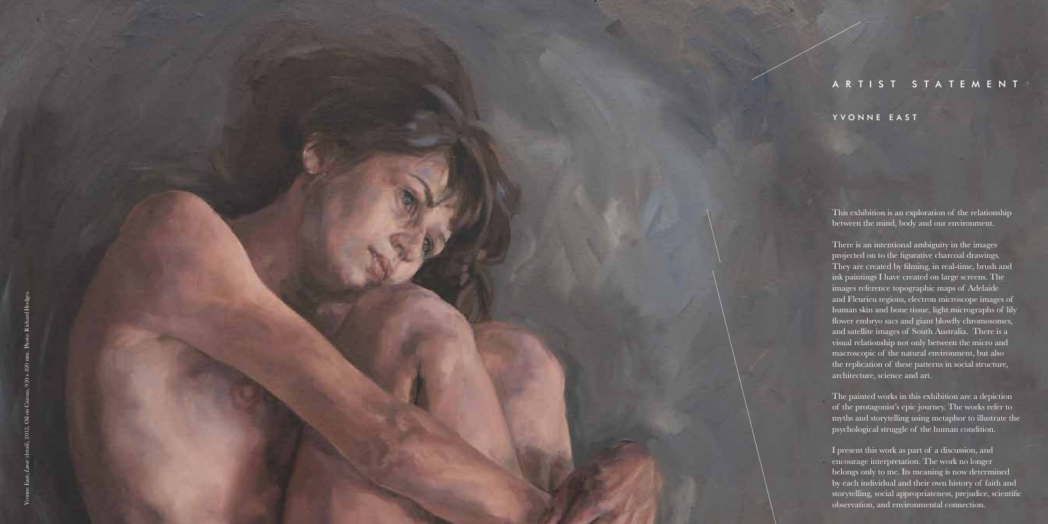# ARTIST STATEMENT

## YVONNE EAST

This exhibition is an exploration of the relationship between the mind, body and our environment.

There is an intentional ambiguity in the images projected on to the figurative charcoal drawings. They are created by filming, in real-time, brush and ink paintings I have created on large screens. The images reference topographic maps of Adelaide and Fleurieu regions, electron microscope images of human skin and bone tissue, light micrographs of lily flower embryo sacs and giant blowfly chromosomes, and satellite images of South Australia. There is a visual relationship not only between the micro and macroscopic of the natural environment, but also the replication of these patterns in social structure, architecture, science and art.

The painted works in this exhibition are a depiction of the protagonist's epic journey. The works refer to myths and storytelling using metaphor to illustrate the psychological struggle of the human condition.

I present this work as part of a discussion, and encourage interpretation. The work no longer belongs only to me. Its meaning is now determined by each individual and their own history of faith and storytelling, social appropriateness, prejudice, scientific observation, and environmental connection.

Yvonne East, *Lunar* (detail), 2012, Oil on Canvas, 920 x 820 mm. Photo: Richard Hodges.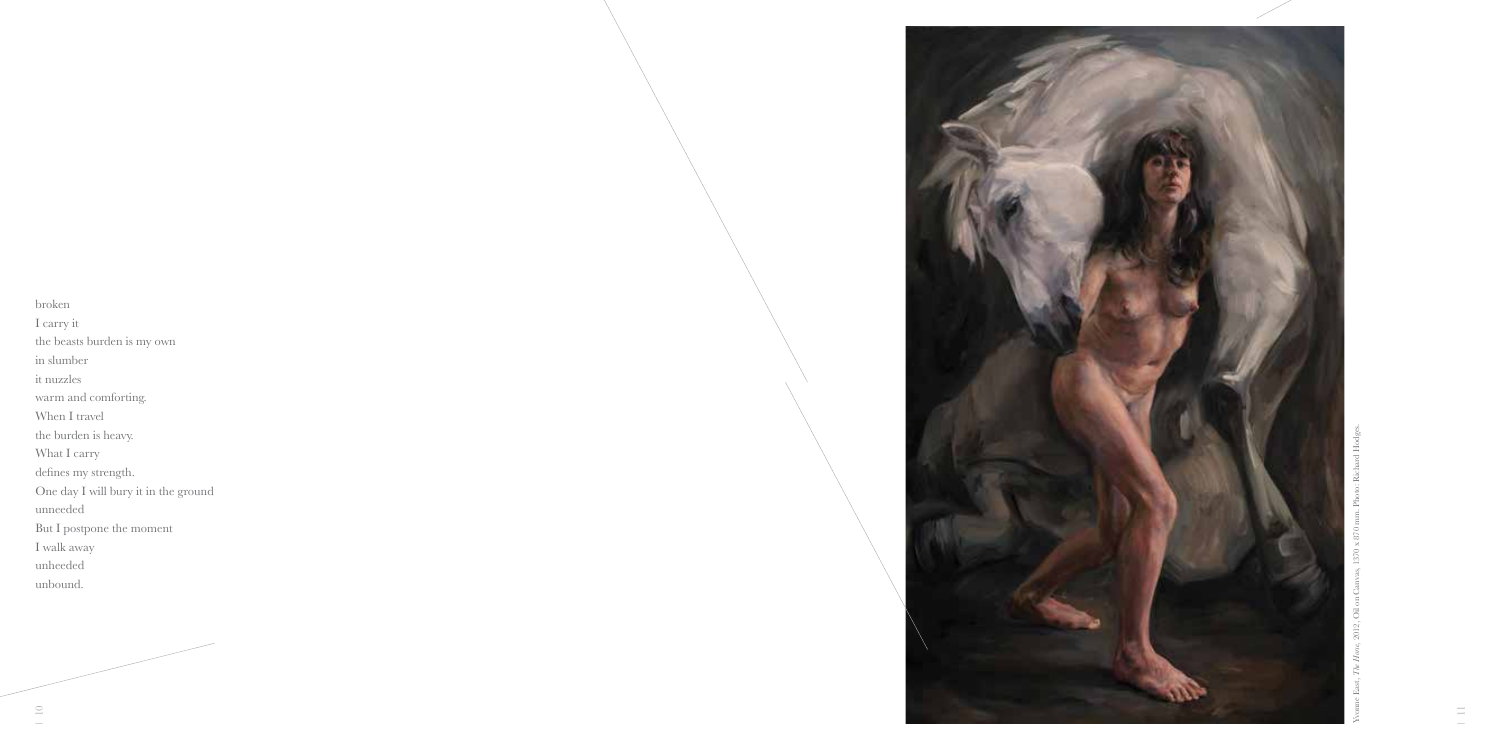broken

I carry it

the beasts burden is my own

in slumber

it nuzzles

warm and comforting.

When I travel

the burden is heavy.

What I carry

defines my strength.

One day I will bury it in the ground

unneeded

But I postpone the moment

I walk away

unheeded

unbound.

Yvonne East, *The Horse*, 2012, Oil on Canvas, 1370 x 870 mm. Photo: Richard Hodges.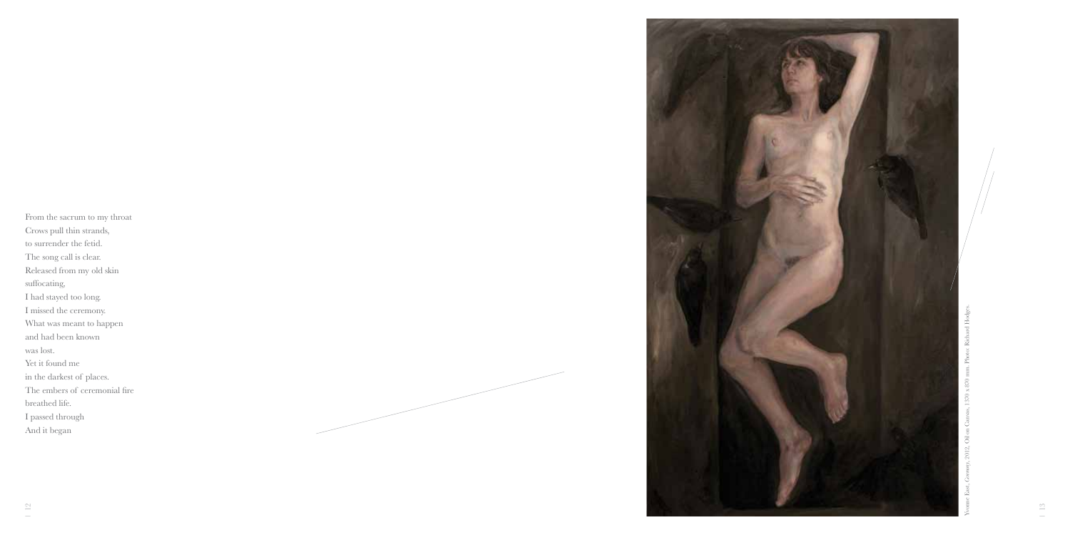From the sacrum to my throat
Crows pull thin strands,
to surrender the fetid.
The song call is clear.
Released from my old skin
suffocating,
I had stayed too long.
I missed the ceremony.
What was meant to happen
and had been known
was lost.
Yet it found me
in the darkest of places.
The embers of ceremonial fire
breathed life.
I passed through
And it began

Yvonne East, *Ceremony*, 2012, Oil on Canvas, 1370 x 870 mm. Photo: Richard Hodges.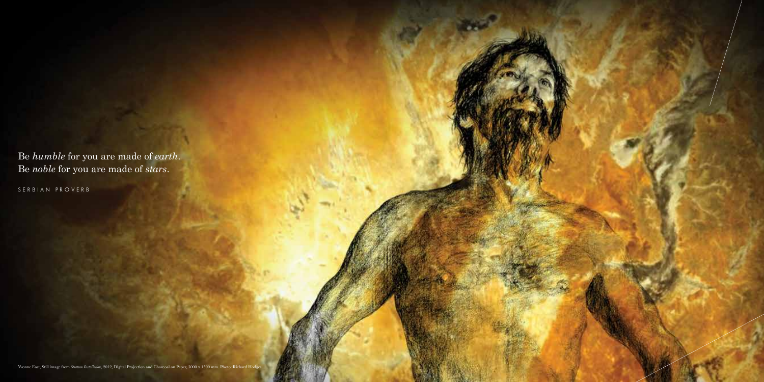Be *humble* for you are made of *earth*.
Be *noble* for you are made of *stars*.

SERBIAN PROVERB

Yvonne East, Still image from *Stratum Installation*, 2012, Digital Projection and Charcoal on Paper, 3000 x 1500 mm. Photo: Richard Hodges.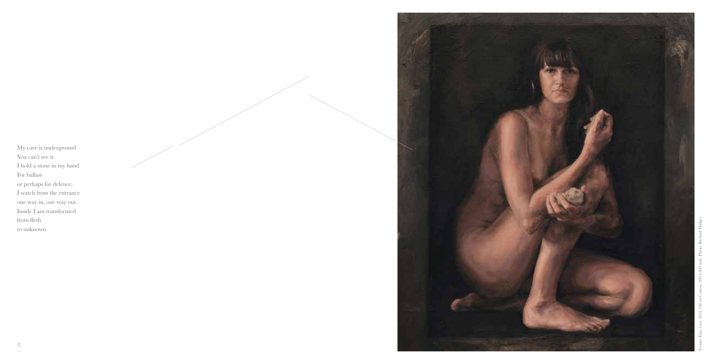My cave is underground
You can't see it.
I hold a stone in my hand
For ballast
or perhaps for defence.
I watch from the entrance
one way in, one way out.
Inside I am transformed
from flesh
to unknown.

Yvonne East, *Cave*, 2012, Oil on Canvas, 920 x 620 mm. Photo: Richard Hodges.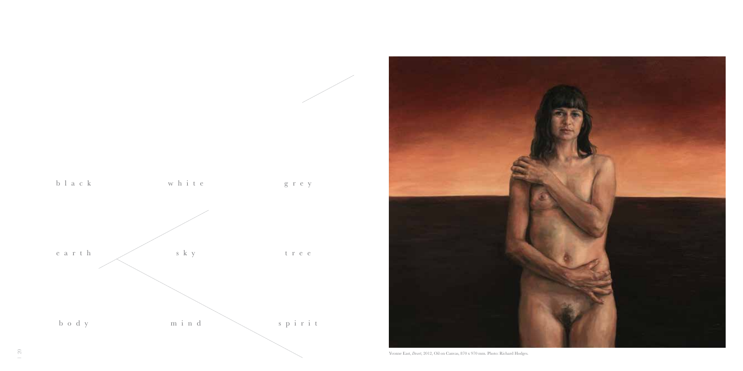b l a c k w h i t e g r e y

e a r t h s k y t r e e

b o d y m i n d s p i r i t

Yvonne East, *Desert*, 2012, Oil on Canvas, 870 x 970 mm. Photo: Richard Hodges.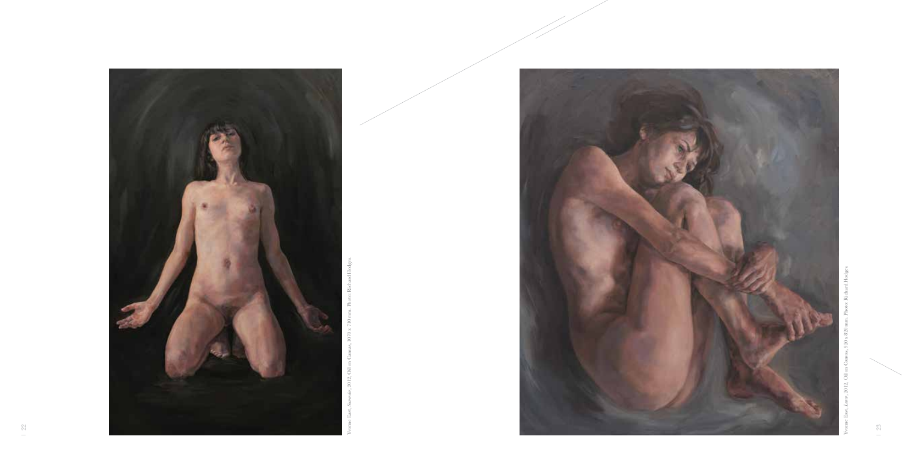Yvonne East, *Surrender*, 2012, Oil on Canvas, 1070 x 710 mm. Photo: Richard Hodges

Yvonne East, *Lunar*, 2012, Oil on Canvas, 920 x 820 mm. Photo: Richard Hodges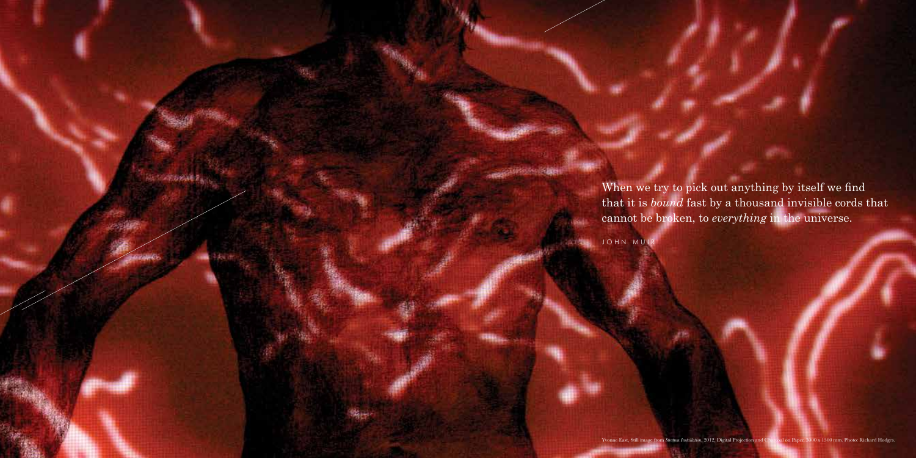When we try to pick out anything by itself we find that it is *bound* fast by a thousand invisible cords that cannot be broken, to *everything* in the universe.

JOHN MUIR

Yvonne East, Still image from *Stratum Installation*, 2012, Digital Projection and Charcoal on Paper, 2000 x 1500 mm. Photo: Richard Hodges.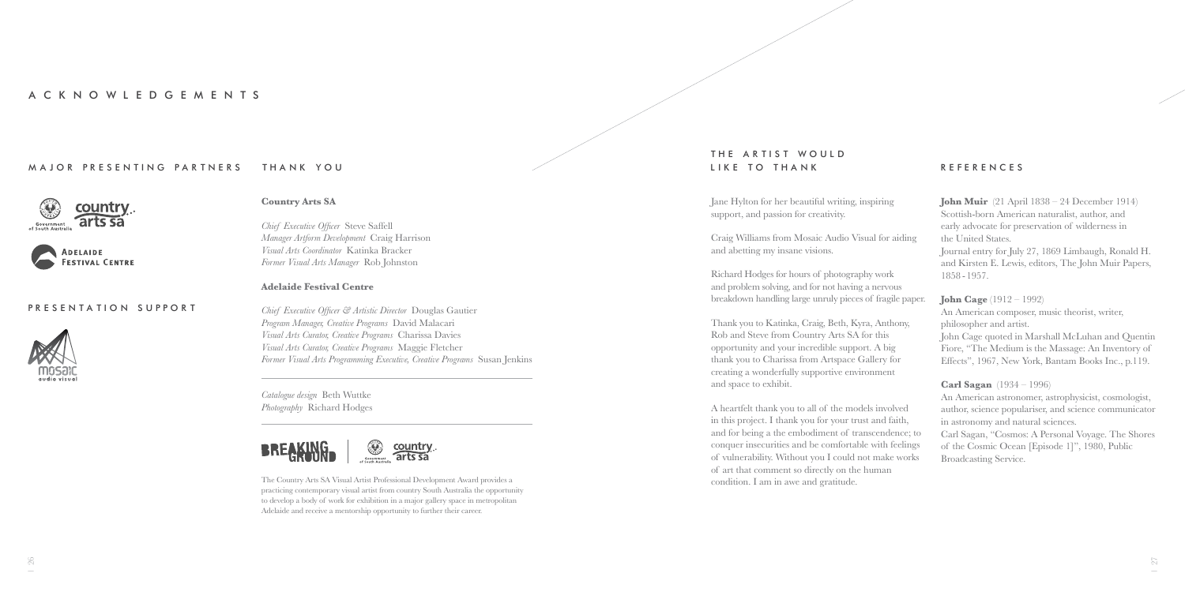# ACKNOWLEDGEMENTS

## MAJOR PRESENTING PARTNERS

## PRESENTATION SUPPORT

## THANK YOU

**Country Arts SA**

*Chief Executive Officer* Steve Saffell
*Manager Artform Development* Craig Harrison
*Visual Arts Coordinator* Katinka Bracker
*Former Visual Arts Manager* Rob Johnston

**Adelaide Festival Centre**

*Chief Executive Officer & Artistic Director* Douglas Gautier
*Program Manager, Creative Programs* David Malacari
*Visual Arts Curator, Creative Programs* Charissa Davies
*Visual Arts Curator, Creative Programs* Maggie Fletcher
*Former Visual Arts Programming Executive, Creative Programs* Susan Jenkins

*Catalogue design* Beth Wuttke
*Photography* Richard Hodges

The Country Arts SA Visual Artist Professional Development Award provides a practicing contemporary visual artist from country South Australia the opportunity to develop a body of work for exhibition in a major gallery space in metropolitan Adelaide and receive a mentorship opportunity to further their career.

## THE ARTIST WOULD LIKE TO THANK

Jane Hylton for her beautiful writing, inspiring support, and passion for creativity.

Craig Williams from Mosaic Audio Visual for aiding and abetting my insane visions.

Richard Hodges for hours of photography work and problem solving, and for not having a nervous breakdown handling large unruly pieces of fragile paper.

Thank you to Katinka, Craig, Beth, Kyra, Anthony, Rob and Steve from Country Arts SA for this opportunity and your incredible support. A big thank you to Charissa from Artspace Gallery for creating a wonderfully supportive environment and space to exhibit.

A heartfelt thank you to all of the models involved in this project. I thank you for your trust and faith, and for being a the embodiment of transcendence; to conquer insecurities and be comfortable with feelings of vulnerability. Without you I could not make works of art that comment so directly on the human condition. I am in awe and gratitude.

## REFERENCES

**John Muir** (21 April 1838 – 24 December 1914)
Scottish-born American naturalist, author, and early advocate for preservation of wilderness in the United States.
Journal entry for July 27, 1869 Limbaugh, Ronald H. and Kirsten E. Lewis, editors, The John Muir Papers, 1858 - 1957.

**John Cage** (1912 – 1992)
An American composer, music theorist, writer, philosopher and artist.
John Cage quoted in Marshall McLuhan and Quentin Fiore, "The Medium is the Massage: An Inventory of Effects", 1967, New York, Bantam Books Inc., p.119.

**Carl Sagan** (1934 – 1996)
An American astronomer, astrophysicist, cosmologist, author, science populariser, and science communicator in astronomy and natural sciences.
Carl Sagan, "Cosmos: A Personal Voyage. The Shores of the Cosmic Ocean [Episode 1]", 1980, Public Broadcasting Service.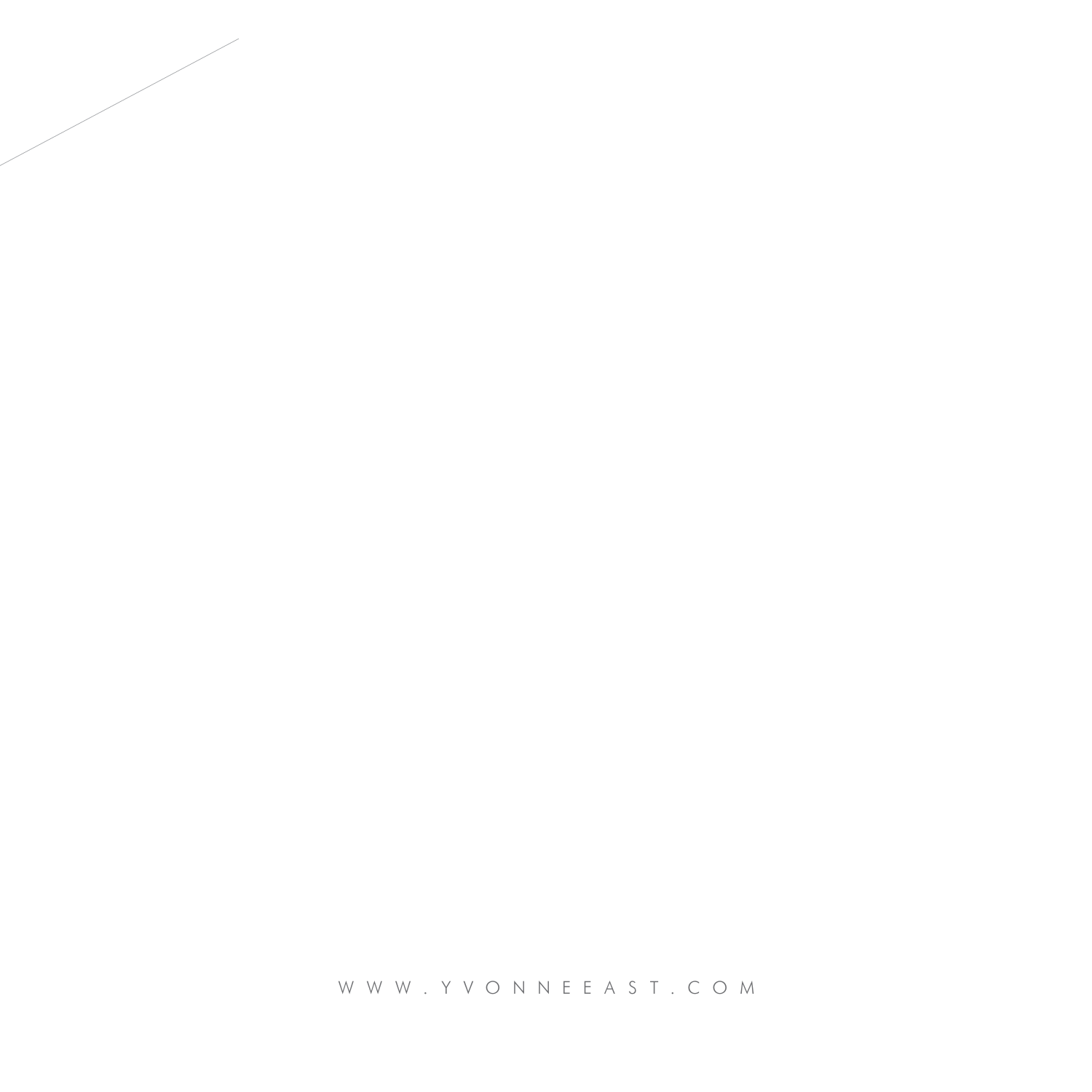WWW.YVONNEEAST.COM